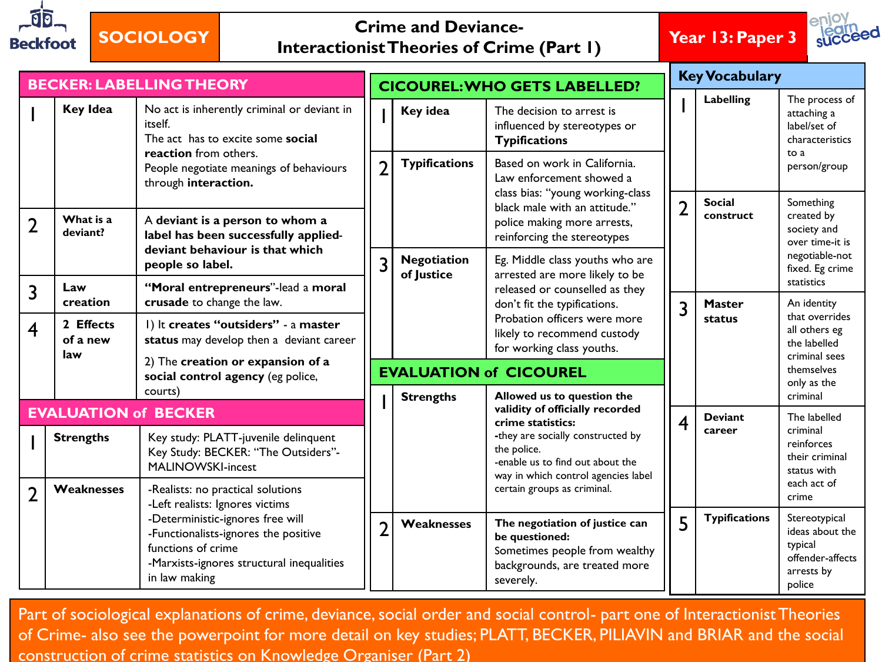Beckfoot

# SOCIOLOGY — Crime and Deviance- Interactionist Theories of Crime (Part 1) — Year 13: Paper 3

enjoy learn succeed

## BECKER: LABELLING THEORY

| | | |
|---|---|---|
| 1 | **Key Idea** | No act is inherently criminal or deviant in itself. The act has to excite some **social reaction** from others. People negotiate meanings of behaviours through **interaction.** |
| 2 | **What is a deviant?** | A **deviant is a person to whom a label has been successfully applied- deviant behaviour is that which people so label.** |
| 3 | **Law creation** | **"Moral entrepreneurs**"-lead a **moral crusade** to change the law. |
| 4 | **2 Effects of a new law** | 1) It **creates "outsiders"** - a **master status** may develop then a deviant career<br>2) The **creation or expansion of a social control agency** (eg police, courts) |

## EVALUATION of BECKER

| | | |
|---|---|---|
| 1 | **Strengths** | Key study: PLATT-juvenile delinquent<br>Key Study: BECKER: "The Outsiders"-<br>MALINOWSKI-incest |
| 2 | **Weaknesses** | -Realists: no practical solutions<br>-Left realists: Ignores victims<br>-Deterministic-ignores free will<br>-Functionalists-ignores the positive functions of crime<br>-Marxists-ignores structural inequalities in law making |

## CICOUREL: WHO GETS LABELLED?

| | | |
|---|---|---|
| 1 | **Key idea** | The decision to arrest is influenced by stereotypes or **Typifications** |
| 2 | **Typifications** | Based on work in California. Law enforcement showed a class bias: "young working-class black male with an attitude." police making more arrests, reinforcing the stereotypes |
| 3 | **Negotiation of Justice** | Eg. Middle class youths who are arrested are more likely to be released or counselled as they don't fit the typifications. Probation officers were more likely to recommend custody for working class youths. |

## EVALUATION of CICOUREL

| | | |
|---|---|---|
| 1 | **Strengths** | **Allowed us to question the validity of officially recorded crime statistics:**<br>-they are socially constructed by the police.<br>-enable us to find out about the way in which control agencies label certain groups as criminal. |
| 2 | **Weaknesses** | **The negotiation of justice can be questioned:**<br>Sometimes people from wealthy backgrounds, are treated more severely. |

## Key Vocabulary

| | | |
|---|---|---|
| 1 | **Labelling** | The process of attaching a label/set of characteristics to a person/group |
| 2 | **Social construct** | Something created by society and over time-it is negotiable-not fixed. Eg crime statistics |
| 3 | **Master status** | An identity that overrides all others eg the labelled criminal sees themselves only as the criminal |
| 4 | **Deviant career** | The labelled criminal reinforces their criminal status with each act of crime |
| 5 | **Typifications** | Stereotypical ideas about the typical offender-affects arrests by police |

Part of sociological explanations of crime, deviance, social order and social control- part one of Interactionist Theories of Crime- also see the powerpoint for more detail on key studies; PLATT, BECKER, PILIAVIN and BRIAR and the social construction of crime statistics on Knowledge Organiser (Part 2)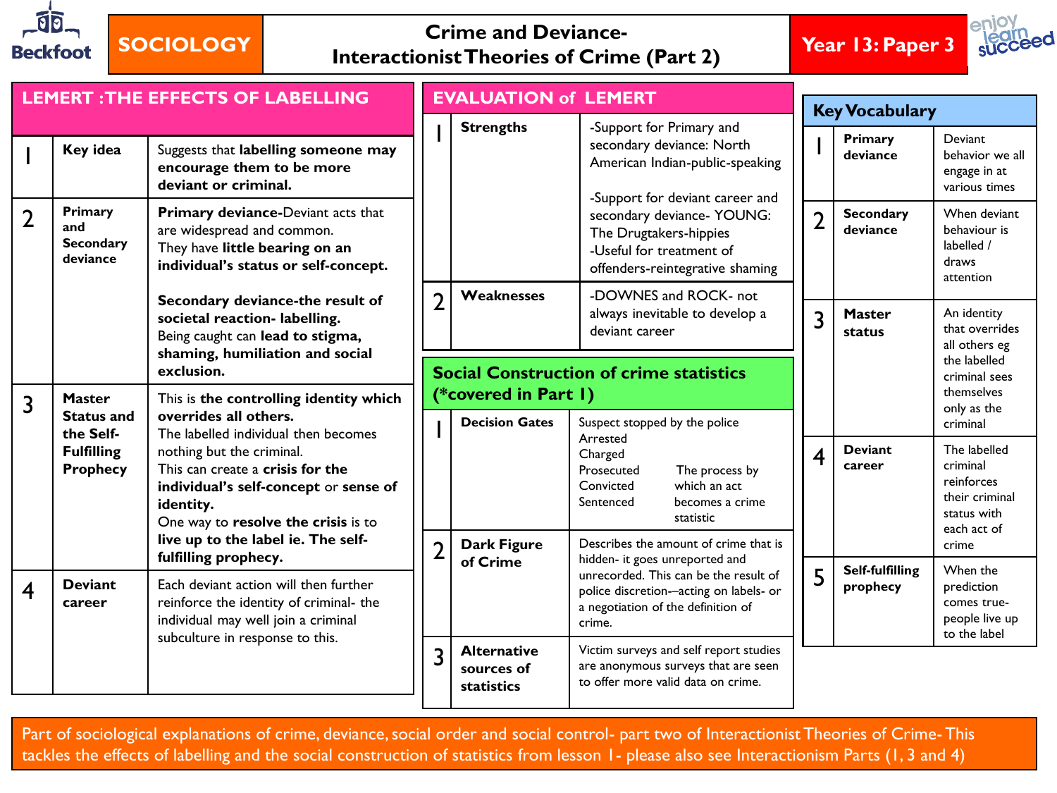# SOCIOLOGY

## Crime and Deviance- Interactionist Theories of Crime (Part 2)

**Year 13: Paper 3**

## LEMERT: THE EFFECTS OF LABELLING

| | | |
|---|---|---|
| 1 | **Key idea** | Suggests that **labelling someone may encourage them to be more deviant or criminal.** |
| 2 | **Primary and Secondary deviance** | **Primary deviance-**Deviant acts that are widespread and common. They have **little bearing on an individual's status or self-concept.** **Secondary deviance-the result of societal reaction- labelling.** Being caught can **lead to stigma, shaming, humiliation and social exclusion.** |
| 3 | **Master Status and the Self-Fulfilling Prophecy** | This is **the controlling identity which overrides all others.** The labelled individual then becomes nothing but the criminal. This can create a **crisis for the individual's self-concept** or **sense of identity.** One way to **resolve the crisis** is to **live up to the label ie. The self-fulfilling prophecy.** |
| 4 | **Deviant career** | Each deviant action will then further reinforce the identity of criminal- the individual may well join a criminal subculture in response to this. |

## EVALUATION of LEMERT

| | | |
|---|---|---|
| 1 | **Strengths** | -Support for Primary and secondary deviance: North American Indian-public-speaking<br>-Support for deviant career and secondary deviance- YOUNG: The Drugtakers-hippies<br>-Useful for treatment of offenders-reintegrative shaming |
| 2 | **Weaknesses** | -DOWNES and ROCK- not always inevitable to develop a deviant career |

## Social Construction of crime statistics (*covered in Part 1)

| | | |
|---|---|---|
| 1 | **Decision Gates** | Suspect stopped by the police<br>Arrested<br>Charged<br>Prosecuted<br>Convicted<br>Sentenced<br>The process by which an act becomes a crime statistic |
| 2 | **Dark Figure of Crime** | Describes the amount of crime that is hidden- it goes unreported and unrecorded. This can be the result of police discretion—acting on labels- or a negotiation of the definition of crime. |
| 3 | **Alternative sources of statistics** | Victim surveys and self report studies are anonymous surveys that are seen to offer more valid data on crime. |

## Key Vocabulary

| | | |
|---|---|---|
| 1 | **Primary deviance** | Deviant behavior we all engage in at various times |
| 2 | **Secondary deviance** | When deviant behaviour is labelled / draws attention |
| 3 | **Master status** | An identity that overrides all others eg the labelled criminal sees themselves only as the criminal |
| 4 | **Deviant career** | The labelled criminal reinforces their criminal status with each act of crime |
| 5 | **Self-fulfilling prophecy** | When the prediction comes true- people live up to the label |

Part of sociological explanations of crime, deviance, social order and social control- part two of Interactionist Theories of Crime- This tackles the effects of labelling and the social construction of statistics from lesson 1- please also see Interactionism Parts (1, 3 and 4)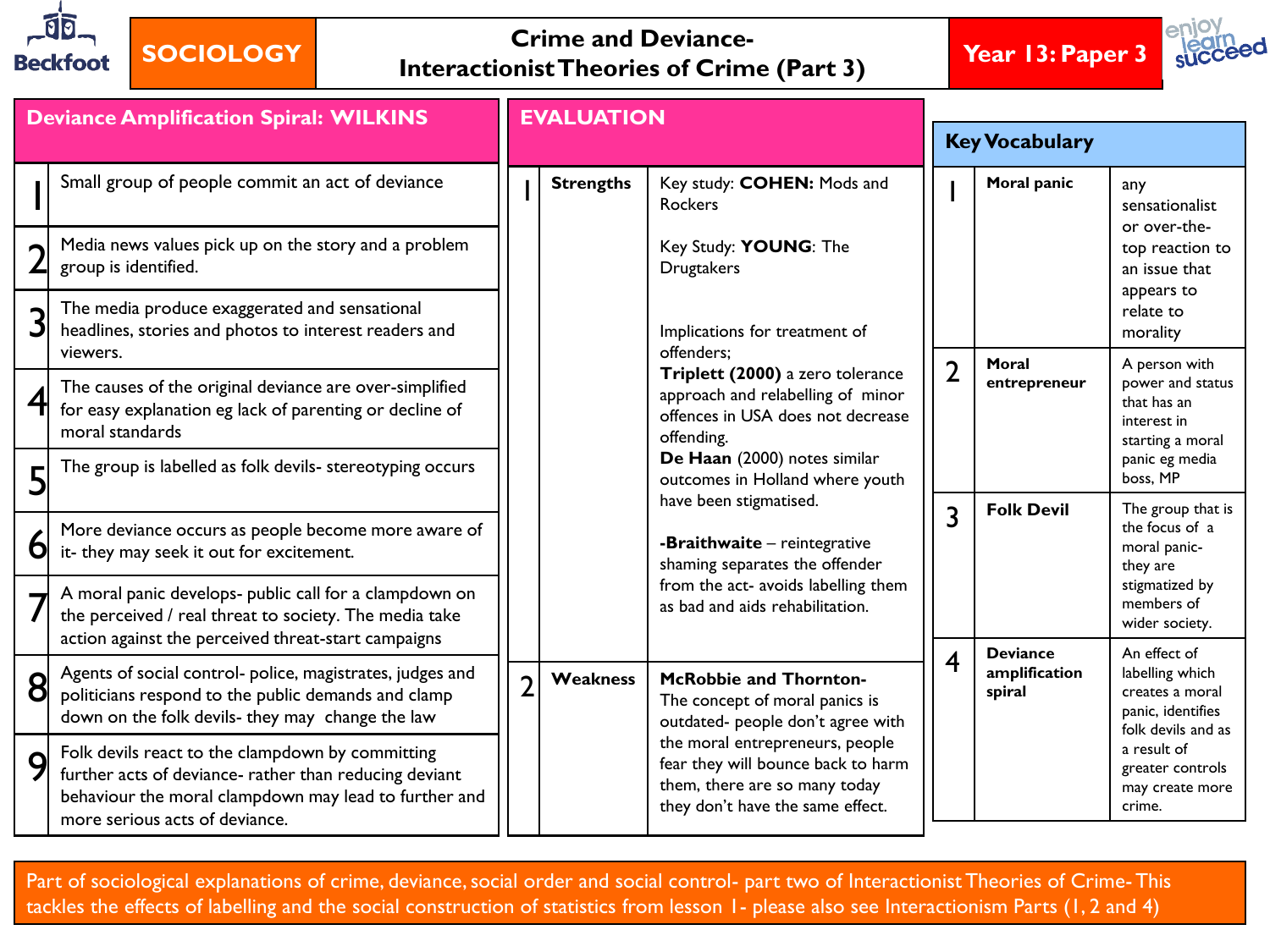Beckfoot

**SOCIOLOGY**

# Crime and Deviance- Interactionist Theories of Crime (Part 3)

**Year 13: Paper 3**

## Deviance Amplification Spiral: WILKINS

| | |
|---|---|
| 1 | Small group of people commit an act of deviance |
| 2 | Media news values pick up on the story and a problem group is identified. |
| 3 | The media produce exaggerated and sensational headlines, stories and photos to interest readers and viewers. |
| 4 | The causes of the original deviance are over-simplified for easy explanation eg lack of parenting or decline of moral standards |
| 5 | The group is labelled as folk devils- stereotyping occurs |
| 6 | More deviance occurs as people become more aware of it- they may seek it out for excitement. |
| 7 | A moral panic develops- public call for a clampdown on the perceived / real threat to society. The media take action against the perceived threat-start campaigns |
| 8 | Agents of social control- police, magistrates, judges and politicians respond to the public demands and clamp down on the folk devils- they may change the law |
| 9 | Folk devils react to the clampdown by committing further acts of deviance- rather than reducing deviant behaviour the moral clampdown may lead to further and more serious acts of deviance. |

## EVALUATION

| | | |
|---|---|---|
| 1 | **Strengths** | Key study: **COHEN:** Mods and Rockers<br><br>Key Study: **YOUNG**: The Drugtakers<br><br>Implications for treatment of offenders;<br>**Triplett (2000)** a zero tolerance approach and relabelling of minor offences in USA does not decrease offending.<br>**De Haan** (2000) notes similar outcomes in Holland where youth have been stigmatised.<br><br>**-Braithwaite** – reintegrative shaming separates the offender from the act- avoids labelling them as bad and aids rehabilitation. |
| 2 | **Weakness** | **McRobbie and Thornton-** The concept of moral panics is outdated- people don't agree with the moral entrepreneurs, people fear they will bounce back to harm them, there are so many today they don't have the same effect. |

## Key Vocabulary

| | | |
|---|---|---|
| 1 | **Moral panic** | any sensationalist or over-the-top reaction to an issue that appears to relate to morality |
| 2 | **Moral entrepreneur** | A person with power and status that has an interest in starting a moral panic eg media boss, MP |
| 3 | **Folk Devil** | The group that is the focus of a moral panic- they are stigmatized by members of wider society. |
| 4 | **Deviance amplification spiral** | An effect of labelling which creates a moral panic, identifies folk devils and as a result of greater controls may create more crime. |

Part of sociological explanations of crime, deviance, social order and social control- part two of Interactionist Theories of Crime- This tackles the effects of labelling and the social construction of statistics from lesson 1- please also see Interactionism Parts (1, 2 and 4)